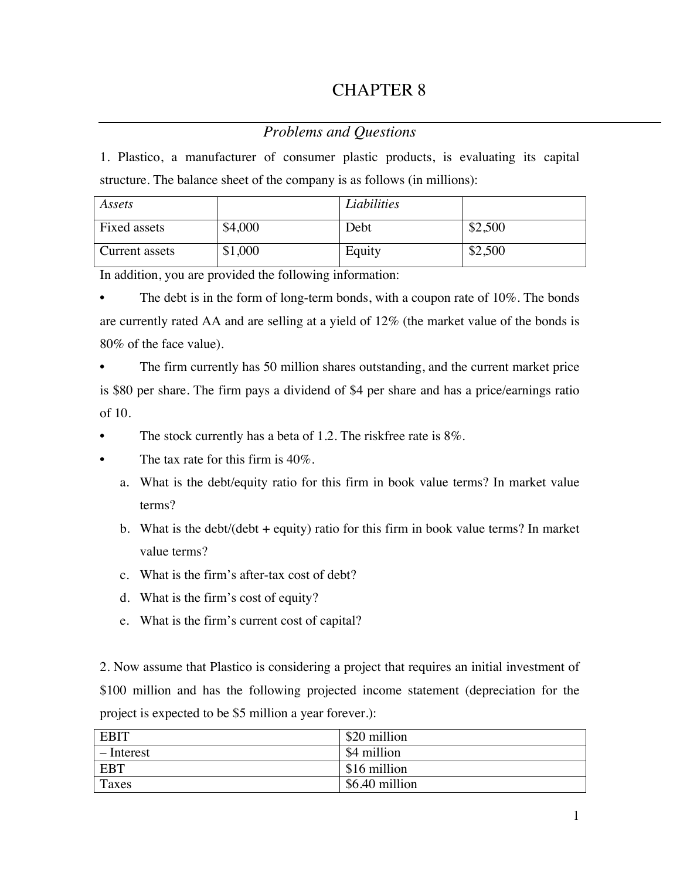# CHAPTER 8

## *Problems and Questions*

1. Plastico, a manufacturer of consumer plastic products, is evaluating its capital structure. The balance sheet of the company is as follows (in millions):

| *Assets* | | *Liabilities* | |
|---|---|---|---|
| Fixed assets | $4,000 | Debt | $2,500 |
| Current assets | $1,000 | Equity | $2,500 |

In addition, you are provided the following information:

- The debt is in the form of long-term bonds, with a coupon rate of 10%. The bonds are currently rated AA and are selling at a yield of 12% (the market value of the bonds is 80% of the face value).
- The firm currently has 50 million shares outstanding, and the current market price is $80 per share. The firm pays a dividend of $4 per share and has a price/earnings ratio of 10.
- The stock currently has a beta of 1.2. The riskfree rate is 8%.
- The tax rate for this firm is 40%.

    a. What is the debt/equity ratio for this firm in book value terms? In market value terms?

    b. What is the debt/(debt + equity) ratio for this firm in book value terms? In market value terms?

    c. What is the firm's after-tax cost of debt?

    d. What is the firm's cost of equity?

    e. What is the firm's current cost of capital?

2. Now assume that Plastico is considering a project that requires an initial investment of $100 million and has the following projected income statement (depreciation for the project is expected to be $5 million a year forever.):

| EBIT | $20 million |
|---|---|
| – Interest | $4 million |
| EBT | $16 million |
| Taxes | $6.40 million |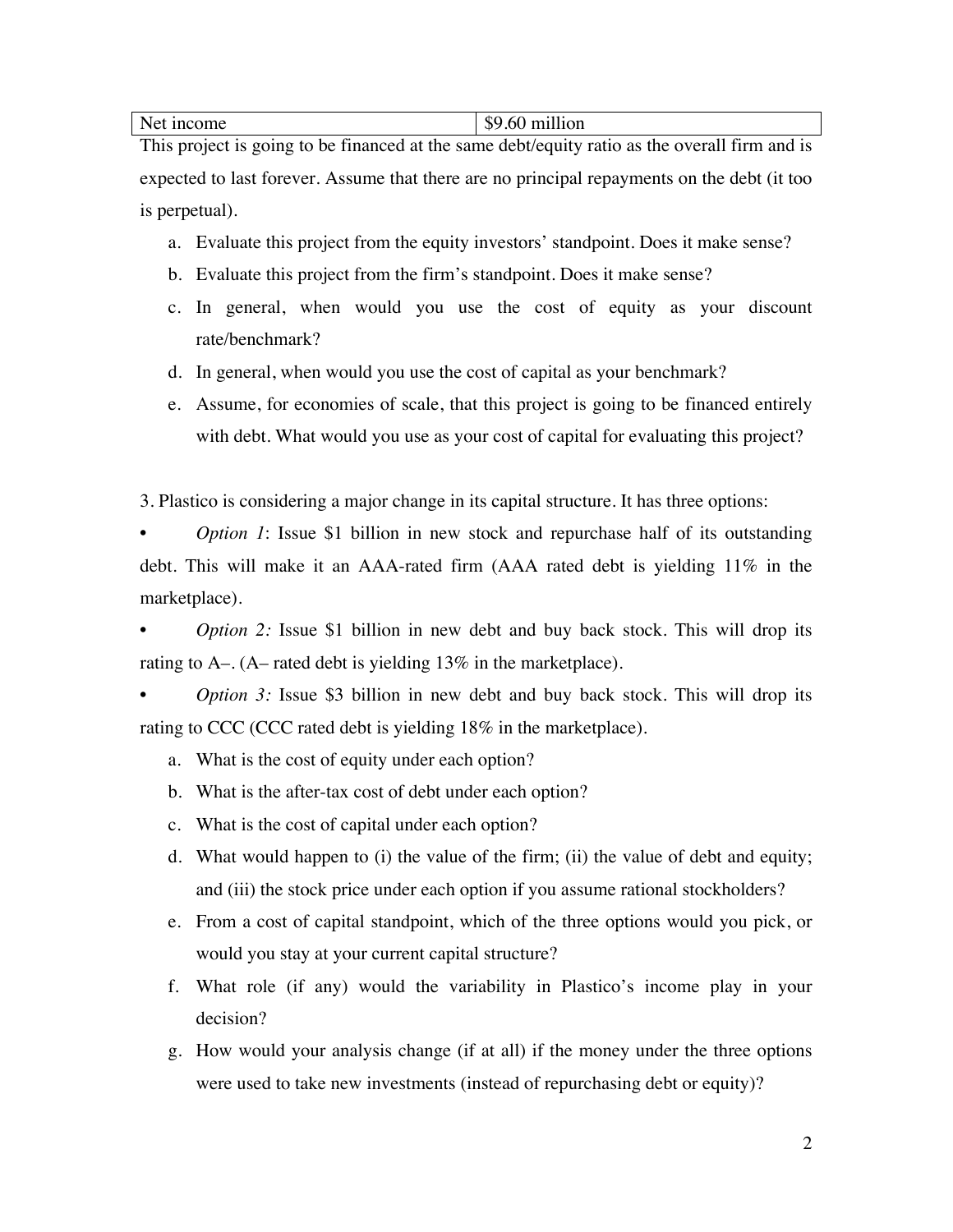| Net income | $9.60 million |
|---|---|

This project is going to be financed at the same debt/equity ratio as the overall firm and is expected to last forever. Assume that there are no principal repayments on the debt (it too is perpetual).

a. Evaluate this project from the equity investors' standpoint. Does it make sense?

b. Evaluate this project from the firm's standpoint. Does it make sense?

c. In general, when would you use the cost of equity as your discount rate/benchmark?

d. In general, when would you use the cost of capital as your benchmark?

e. Assume, for economies of scale, that this project is going to be financed entirely with debt. What would you use as your cost of capital for evaluating this project?

3. Plastico is considering a major change in its capital structure. It has three options:

- *Option 1*: Issue $1 billion in new stock and repurchase half of its outstanding debt. This will make it an AAA-rated firm (AAA rated debt is yielding 11% in the marketplace).
- *Option 2:* Issue $1 billion in new debt and buy back stock. This will drop its rating to A–. (A– rated debt is yielding 13% in the marketplace).
- *Option 3:* Issue $3 billion in new debt and buy back stock. This will drop its rating to CCC (CCC rated debt is yielding 18% in the marketplace).

a. What is the cost of equity under each option?

b. What is the after-tax cost of debt under each option?

c. What is the cost of capital under each option?

d. What would happen to (i) the value of the firm; (ii) the value of debt and equity; and (iii) the stock price under each option if you assume rational stockholders?

e. From a cost of capital standpoint, which of the three options would you pick, or would you stay at your current capital structure?

f. What role (if any) would the variability in Plastico's income play in your decision?

g. How would your analysis change (if at all) if the money under the three options were used to take new investments (instead of repurchasing debt or equity)?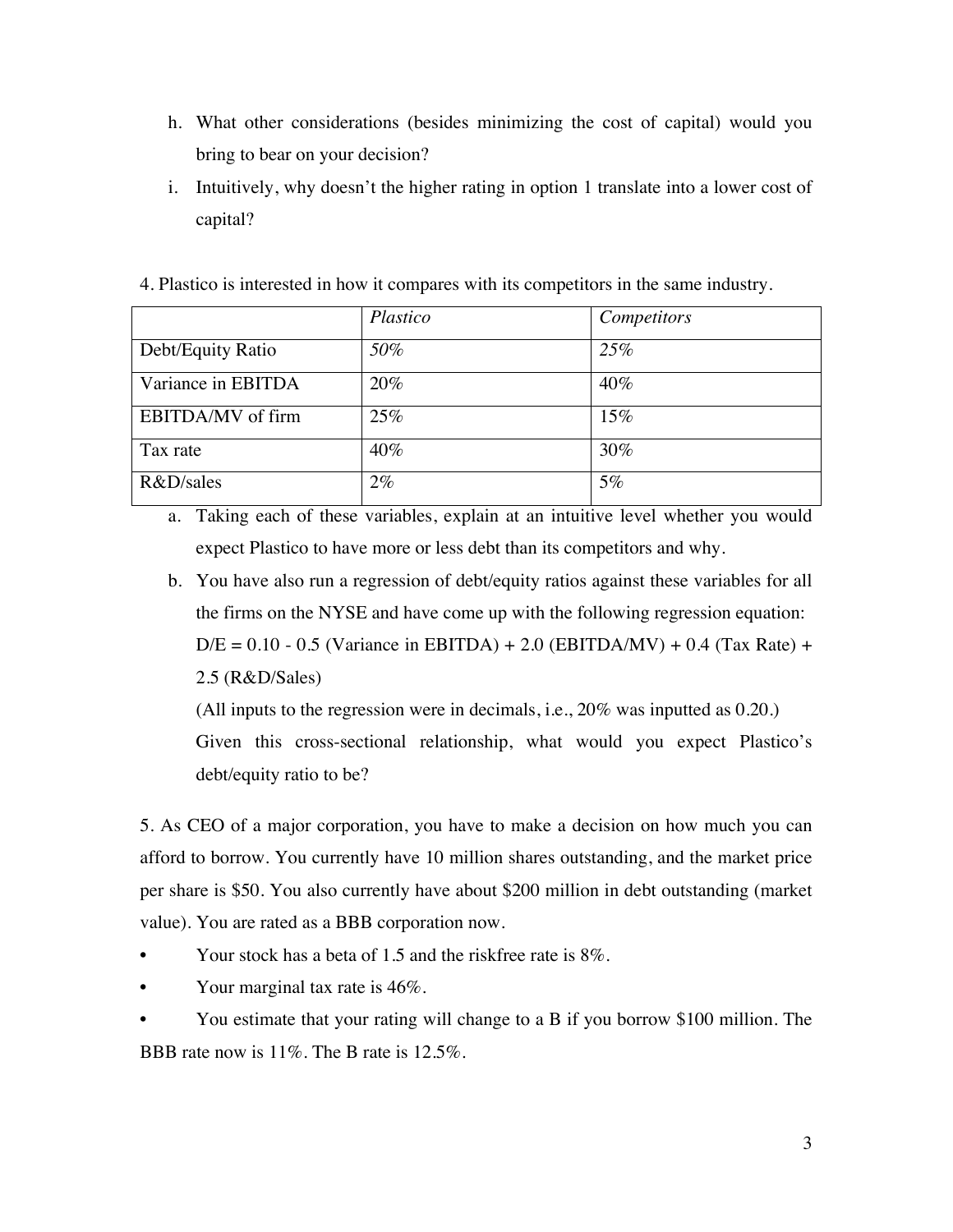h. What other considerations (besides minimizing the cost of capital) would you bring to bear on your decision?

i. Intuitively, why doesn't the higher rating in option 1 translate into a lower cost of capital?

4. Plastico is interested in how it compares with its competitors in the same industry.

| | *Plastico* | *Competitors* |
|---|---|---|
| Debt/Equity Ratio | *50%* | *25%* |
| Variance in EBITDA | 20% | 40% |
| EBITDA/MV of firm | 25% | 15% |
| Tax rate | 40% | 30% |
| R&D/sales | 2% | 5% |

a. Taking each of these variables, explain at an intuitive level whether you would expect Plastico to have more or less debt than its competitors and why.

b. You have also run a regression of debt/equity ratios against these variables for all the firms on the NYSE and have come up with the following regression equation:

D/E = 0.10 - 0.5 (Variance in EBITDA) + 2.0 (EBITDA/MV) + 0.4 (Tax Rate) + 2.5 (R&D/Sales)

(All inputs to the regression were in decimals, i.e., 20% was inputted as 0.20.)

Given this cross-sectional relationship, what would you expect Plastico's debt/equity ratio to be?

5. As CEO of a major corporation, you have to make a decision on how much you can afford to borrow. You currently have 10 million shares outstanding, and the market price per share is $50. You also currently have about $200 million in debt outstanding (market value). You are rated as a BBB corporation now.

- Your stock has a beta of 1.5 and the riskfree rate is 8%.
- Your marginal tax rate is 46%.
- You estimate that your rating will change to a B if you borrow $100 million. The BBB rate now is 11%. The B rate is 12.5%.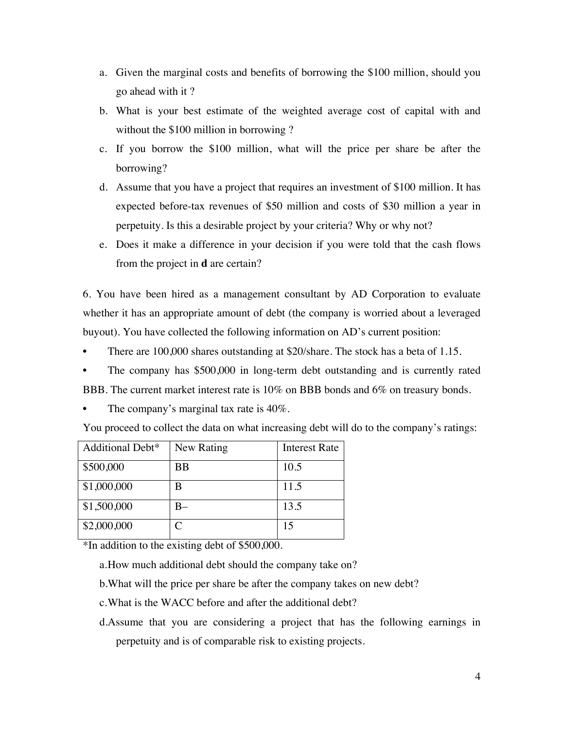a. Given the marginal costs and benefits of borrowing the $100 million, should you go ahead with it ?

b. What is your best estimate of the weighted average cost of capital with and without the $100 million in borrowing ?

c. If you borrow the $100 million, what will the price per share be after the borrowing?

d. Assume that you have a project that requires an investment of $100 million. It has expected before-tax revenues of $50 million and costs of $30 million a year in perpetuity. Is this a desirable project by your criteria? Why or why not?

e. Does it make a difference in your decision if you were told that the cash flows from the project in **d** are certain?

6. You have been hired as a management consultant by AD Corporation to evaluate whether it has an appropriate amount of debt (the company is worried about a leveraged buyout). You have collected the following information on AD's current position:

- There are 100,000 shares outstanding at $20/share. The stock has a beta of 1.15.
- The company has $500,000 in long-term debt outstanding and is currently rated BBB. The current market interest rate is 10% on BBB bonds and 6% on treasury bonds.
- The company's marginal tax rate is 40%.

You proceed to collect the data on what increasing debt will do to the company's ratings:

| Additional Debt* | New Rating | Interest Rate |
|---|---|---|
| $500,000 | BB | 10.5 |
| $1,000,000 | B | 11.5 |
| $1,500,000 | B– | 13.5 |
| $2,000,000 | C | 15 |

*In addition to the existing debt of $500,000.

a. How much additional debt should the company take on?

b. What will the price per share be after the company takes on new debt?

c. What is the WACC before and after the additional debt?

d. Assume that you are considering a project that has the following earnings in perpetuity and is of comparable risk to existing projects.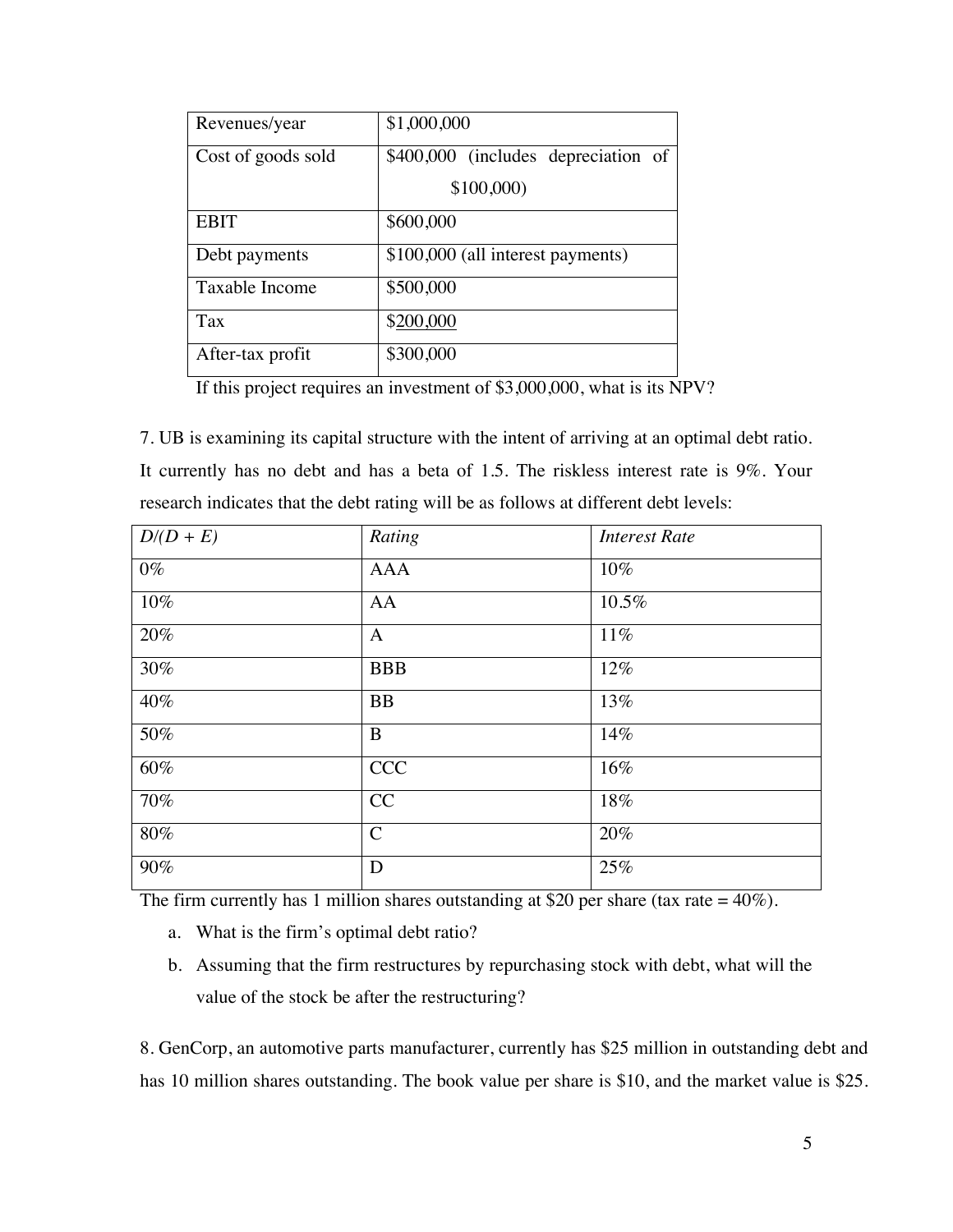| Revenues/year | $1,000,000 |
| --- | --- |
| Cost of goods sold | $400,000 (includes depreciation of $100,000) |
| EBIT | $600,000 |
| Debt payments | $100,000 (all interest payments) |
| Taxable Income | $500,000 |
| Tax | $200,000 |
| After-tax profit | $300,000 |

If this project requires an investment of $3,000,000, what is its NPV?

7. UB is examining its capital structure with the intent of arriving at an optimal debt ratio. It currently has no debt and has a beta of 1.5. The riskless interest rate is 9%. Your research indicates that the debt rating will be as follows at different debt levels:

| *D/(D + E)* | *Rating* | *Interest Rate* |
| --- | --- | --- |
| 0% | AAA | 10% |
| 10% | AA | 10.5% |
| 20% | A | 11% |
| 30% | BBB | 12% |
| 40% | BB | 13% |
| 50% | B | 14% |
| 60% | CCC | 16% |
| 70% | CC | 18% |
| 80% | C | 20% |
| 90% | D | 25% |

The firm currently has 1 million shares outstanding at $20 per share (tax rate = 40%).

a. What is the firm's optimal debt ratio?
b. Assuming that the firm restructures by repurchasing stock with debt, what will the value of the stock be after the restructuring?

8. GenCorp, an automotive parts manufacturer, currently has $25 million in outstanding debt and has 10 million shares outstanding. The book value per share is $10, and the market value is $25.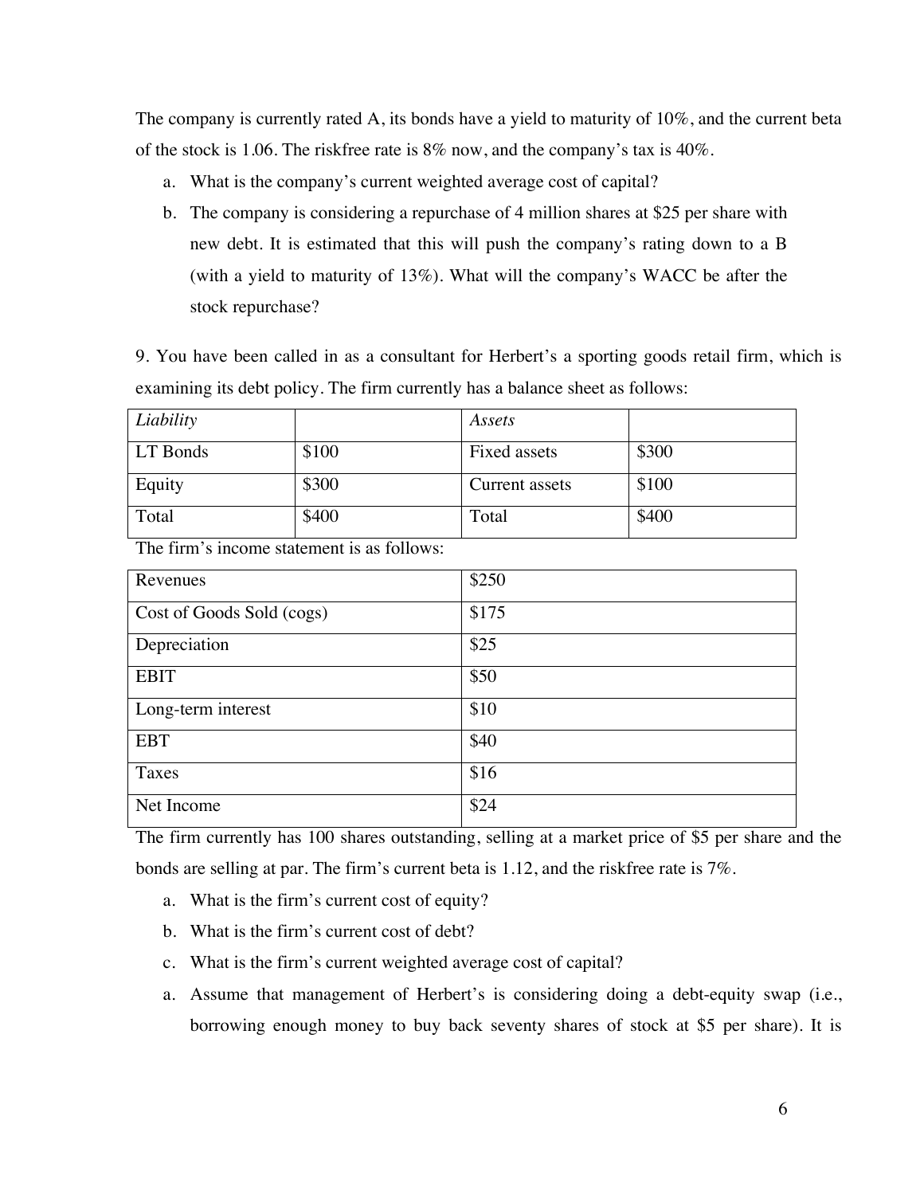The company is currently rated A, its bonds have a yield to maturity of 10%, and the current beta of the stock is 1.06. The riskfree rate is 8% now, and the company's tax is 40%.

a. What is the company's current weighted average cost of capital?
b. The company is considering a repurchase of 4 million shares at $25 per share with new debt. It is estimated that this will push the company's rating down to a B (with a yield to maturity of 13%). What will the company's WACC be after the stock repurchase?

9. You have been called in as a consultant for Herbert's a sporting goods retail firm, which is examining its debt policy. The firm currently has a balance sheet as follows:

| *Liability* | | *Assets* | |
|---|---|---|---|
| LT Bonds | $100 | Fixed assets | $300 |
| Equity | $300 | Current assets | $100 |
| Total | $400 | Total | $400 |

The firm's income statement is as follows:

| | |
|---|---|
| Revenues | $250 |
| Cost of Goods Sold (cogs) | $175 |
| Depreciation | $25 |
| EBIT | $50 |
| Long-term interest | $10 |
| EBT | $40 |
| Taxes | $16 |
| Net Income | $24 |

The firm currently has 100 shares outstanding, selling at a market price of $5 per share and the bonds are selling at par. The firm's current beta is 1.12, and the riskfree rate is 7%.

a. What is the firm's current cost of equity?
b. What is the firm's current cost of debt?
c. What is the firm's current weighted average cost of capital?
a. Assume that management of Herbert's is considering doing a debt-equity swap (i.e., borrowing enough money to buy back seventy shares of stock at $5 per share). It is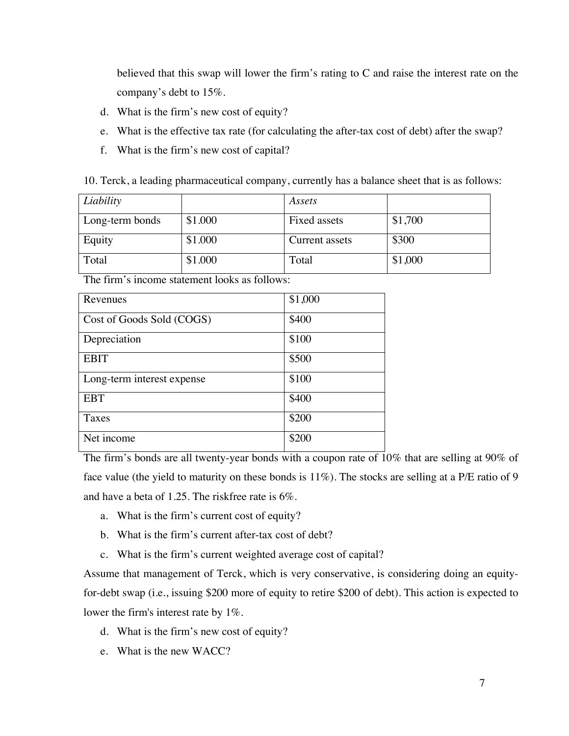believed that this swap will lower the firm's rating to C and raise the interest rate on the company's debt to 15%.

d. What is the firm's new cost of equity?

e. What is the effective tax rate (for calculating the after-tax cost of debt) after the swap?

f. What is the firm's new cost of capital?

10. Terck, a leading pharmaceutical company, currently has a balance sheet that is as follows:

| *Liability* | | *Assets* | |
|---|---|---|---|
| Long-term bonds | $1.000 | Fixed assets | $1,700 |
| Equity | $1.000 | Current assets | $300 |
| Total | $1.000 | Total | $1,000 |

The firm's income statement looks as follows:

| Revenues | $1,000 |
|---|---|
| Cost of Goods Sold (COGS) | $400 |
| Depreciation | $100 |
| EBIT | $500 |
| Long-term interest expense | $100 |
| EBT | $400 |
| Taxes | $200 |
| Net income | $200 |

The firm's bonds are all twenty-year bonds with a coupon rate of 10% that are selling at 90% of face value (the yield to maturity on these bonds is 11%). The stocks are selling at a P/E ratio of 9 and have a beta of 1.25. The riskfree rate is 6%.

a. What is the firm's current cost of equity?

b. What is the firm's current after-tax cost of debt?

c. What is the firm's current weighted average cost of capital?

Assume that management of Terck, which is very conservative, is considering doing an equity-for-debt swap (i.e., issuing $200 more of equity to retire $200 of debt). This action is expected to lower the firm's interest rate by 1%.

d. What is the firm's new cost of equity?

e. What is the new WACC?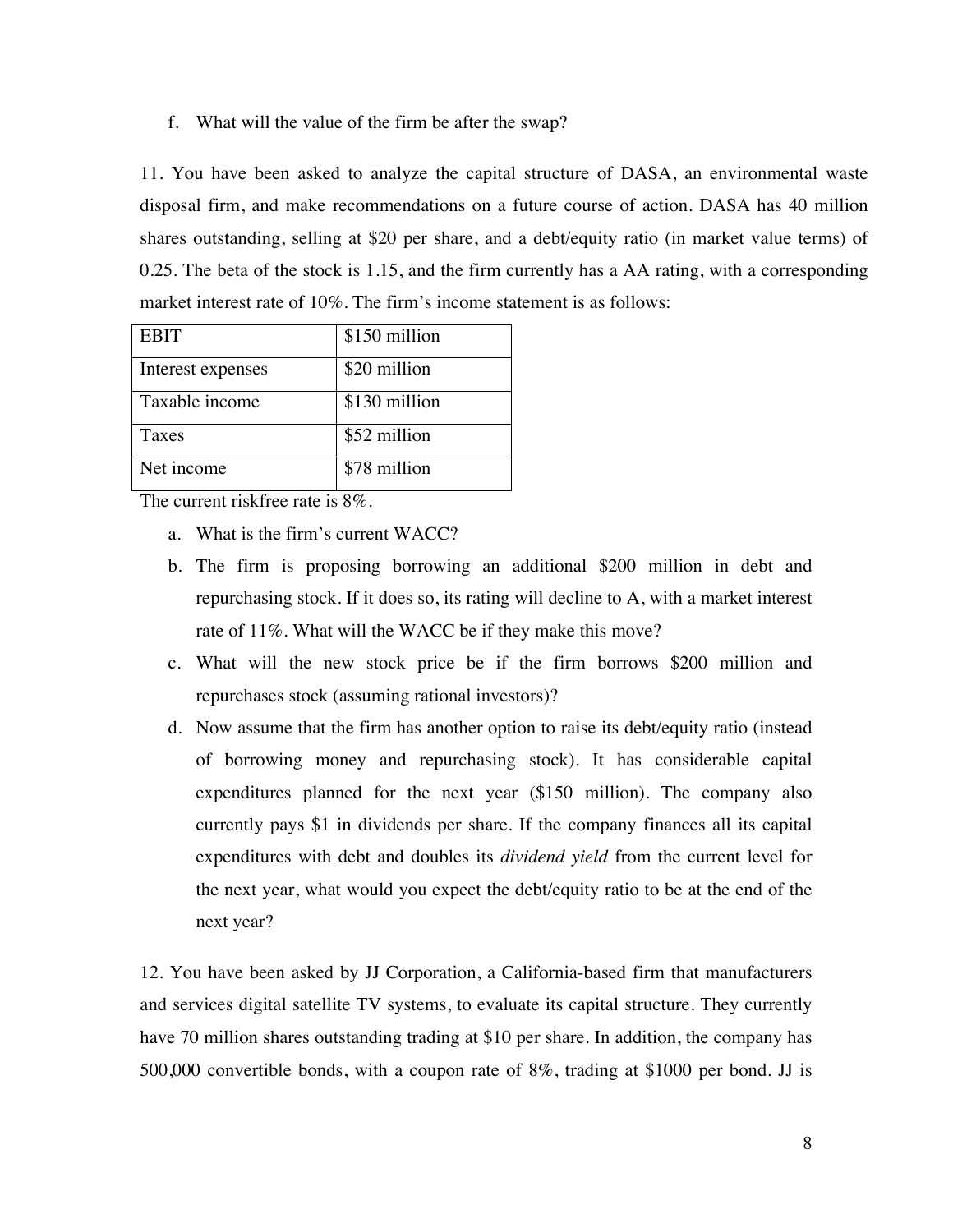f. What will the value of the firm be after the swap?

11. You have been asked to analyze the capital structure of DASA, an environmental waste disposal firm, and make recommendations on a future course of action. DASA has 40 million shares outstanding, selling at $20 per share, and a debt/equity ratio (in market value terms) of 0.25. The beta of the stock is 1.15, and the firm currently has a AA rating, with a corresponding market interest rate of 10%. The firm's income statement is as follows:

| EBIT | $150 million |
|---|---|
| Interest expenses | $20 million |
| Taxable income | $130 million |
| Taxes | $52 million |
| Net income | $78 million |

The current riskfree rate is 8%.

a. What is the firm's current WACC?

b. The firm is proposing borrowing an additional $200 million in debt and repurchasing stock. If it does so, its rating will decline to A, with a market interest rate of 11%. What will the WACC be if they make this move?

c. What will the new stock price be if the firm borrows $200 million and repurchases stock (assuming rational investors)?

d. Now assume that the firm has another option to raise its debt/equity ratio (instead of borrowing money and repurchasing stock). It has considerable capital expenditures planned for the next year ($150 million). The company also currently pays $1 in dividends per share. If the company finances all its capital expenditures with debt and doubles its *dividend yield* from the current level for the next year, what would you expect the debt/equity ratio to be at the end of the next year?

12. You have been asked by JJ Corporation, a California-based firm that manufacturers and services digital satellite TV systems, to evaluate its capital structure. They currently have 70 million shares outstanding trading at $10 per share. In addition, the company has 500,000 convertible bonds, with a coupon rate of 8%, trading at $1000 per bond. JJ is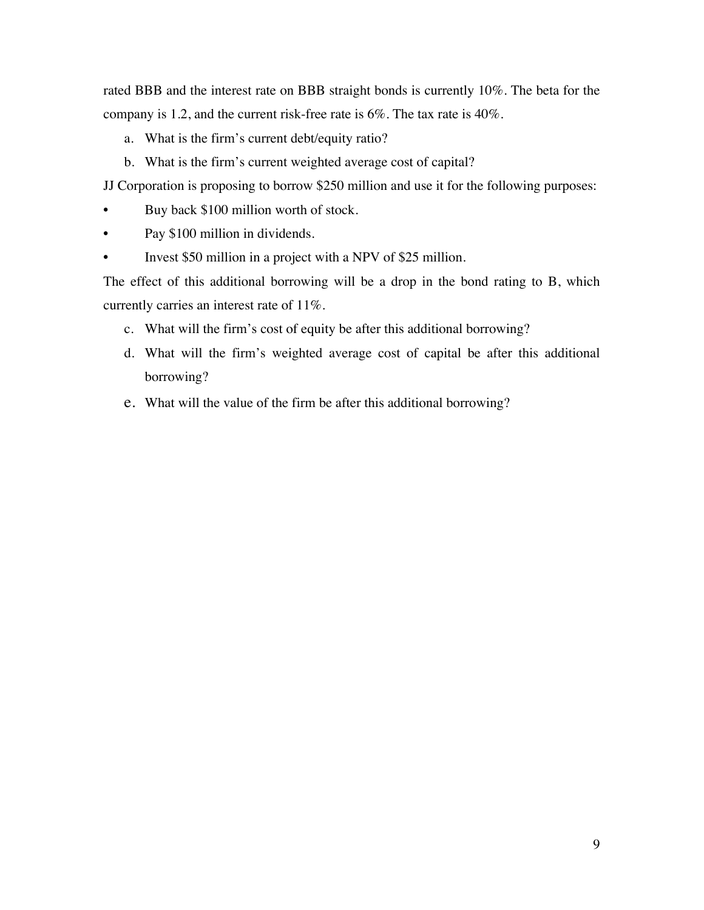rated BBB and the interest rate on BBB straight bonds is currently 10%. The beta for the company is 1.2, and the current risk-free rate is 6%. The tax rate is 40%.

a. What is the firm's current debt/equity ratio?
b. What is the firm's current weighted average cost of capital?

JJ Corporation is proposing to borrow $250 million and use it for the following purposes:

- Buy back $100 million worth of stock.
- Pay $100 million in dividends.
- Invest $50 million in a project with a NPV of $25 million.

The effect of this additional borrowing will be a drop in the bond rating to B, which currently carries an interest rate of 11%.

c. What will the firm's cost of equity be after this additional borrowing?
d. What will the firm's weighted average cost of capital be after this additional borrowing?
e. What will the value of the firm be after this additional borrowing?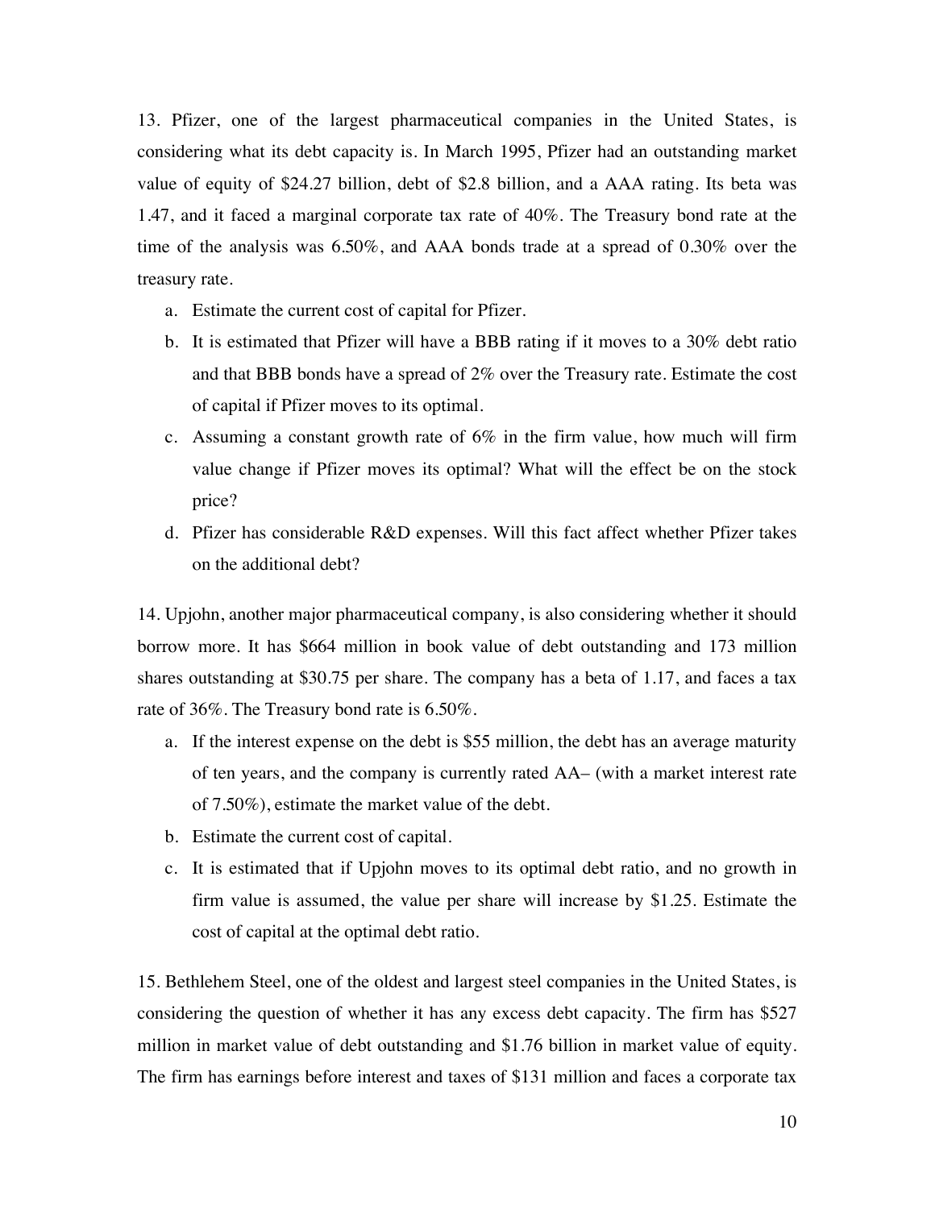13. Pfizer, one of the largest pharmaceutical companies in the United States, is considering what its debt capacity is. In March 1995, Pfizer had an outstanding market value of equity of $24.27 billion, debt of $2.8 billion, and a AAA rating. Its beta was 1.47, and it faced a marginal corporate tax rate of 40%. The Treasury bond rate at the time of the analysis was 6.50%, and AAA bonds trade at a spread of 0.30% over the treasury rate.

a. Estimate the current cost of capital for Pfizer.

b. It is estimated that Pfizer will have a BBB rating if it moves to a 30% debt ratio and that BBB bonds have a spread of 2% over the Treasury rate. Estimate the cost of capital if Pfizer moves to its optimal.

c. Assuming a constant growth rate of 6% in the firm value, how much will firm value change if Pfizer moves its optimal? What will the effect be on the stock price?

d. Pfizer has considerable R&D expenses. Will this fact affect whether Pfizer takes on the additional debt?

14. Upjohn, another major pharmaceutical company, is also considering whether it should borrow more. It has $664 million in book value of debt outstanding and 173 million shares outstanding at $30.75 per share. The company has a beta of 1.17, and faces a tax rate of 36%. The Treasury bond rate is 6.50%.

a. If the interest expense on the debt is $55 million, the debt has an average maturity of ten years, and the company is currently rated AA– (with a market interest rate of 7.50%), estimate the market value of the debt.

b. Estimate the current cost of capital.

c. It is estimated that if Upjohn moves to its optimal debt ratio, and no growth in firm value is assumed, the value per share will increase by $1.25. Estimate the cost of capital at the optimal debt ratio.

15. Bethlehem Steel, one of the oldest and largest steel companies in the United States, is considering the question of whether it has any excess debt capacity. The firm has $527 million in market value of debt outstanding and $1.76 billion in market value of equity. The firm has earnings before interest and taxes of $131 million and faces a corporate tax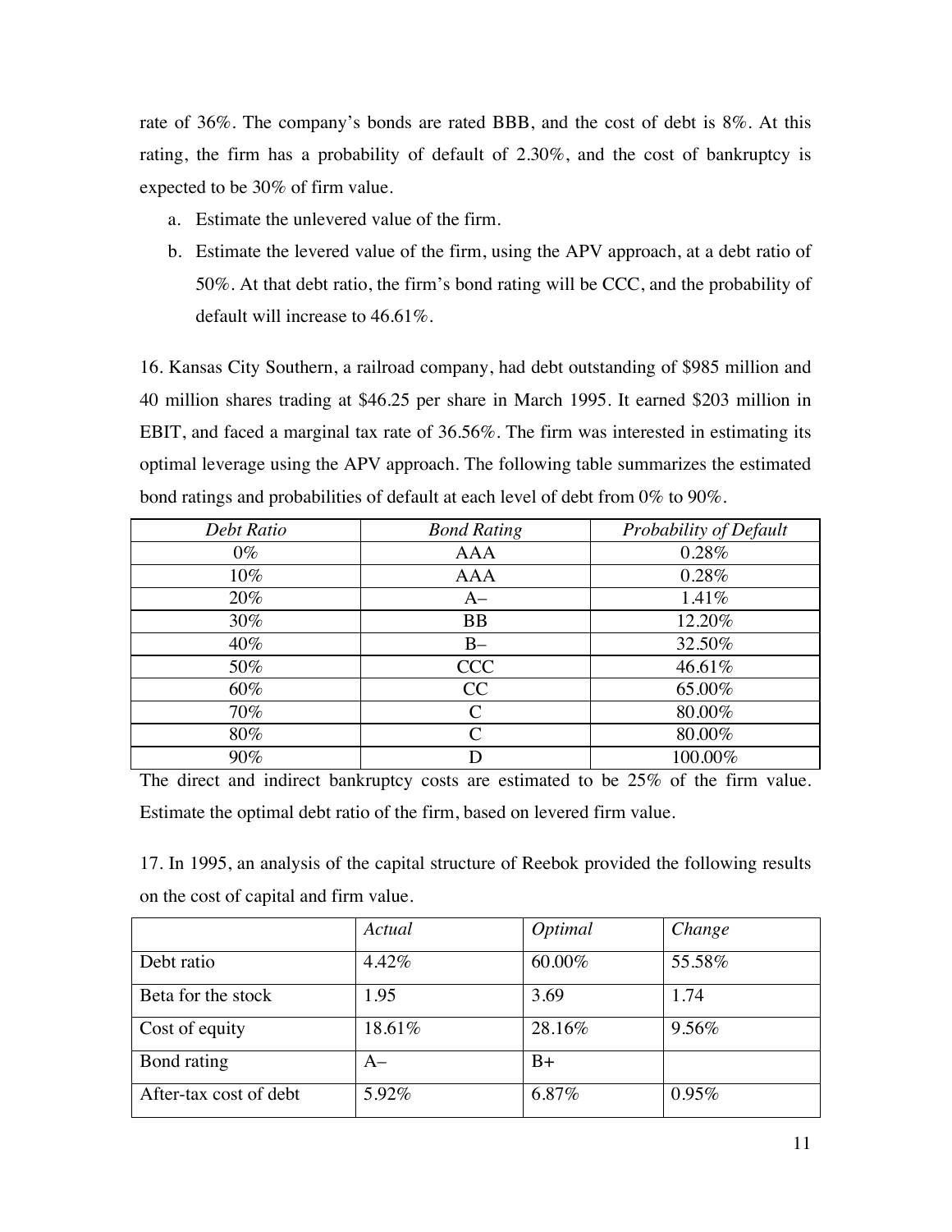rate of 36%. The company's bonds are rated BBB, and the cost of debt is 8%. At this rating, the firm has a probability of default of 2.30%, and the cost of bankruptcy is expected to be 30% of firm value.

a. Estimate the unlevered value of the firm.
b. Estimate the levered value of the firm, using the APV approach, at a debt ratio of 50%. At that debt ratio, the firm's bond rating will be CCC, and the probability of default will increase to 46.61%.

16. Kansas City Southern, a railroad company, had debt outstanding of $985 million and 40 million shares trading at $46.25 per share in March 1995. It earned $203 million in EBIT, and faced a marginal tax rate of 36.56%. The firm was interested in estimating its optimal leverage using the APV approach. The following table summarizes the estimated bond ratings and probabilities of default at each level of debt from 0% to 90%.

| *Debt Ratio* | *Bond Rating* | *Probability of Default* |
|---|---|---|
| 0% | AAA | 0.28% |
| 10% | AAA | 0.28% |
| 20% | A– | 1.41% |
| 30% | BB | 12.20% |
| 40% | B– | 32.50% |
| 50% | CCC | 46.61% |
| 60% | CC | 65.00% |
| 70% | C | 80.00% |
| 80% | C | 80.00% |
| 90% | D | 100.00% |

The direct and indirect bankruptcy costs are estimated to be 25% of the firm value. Estimate the optimal debt ratio of the firm, based on levered firm value.

17. In 1995, an analysis of the capital structure of Reebok provided the following results on the cost of capital and firm value.

| | *Actual* | *Optimal* | *Change* |
|---|---|---|---|
| Debt ratio | 4.42% | 60.00% | 55.58% |
| Beta for the stock | 1.95 | 3.69 | 1.74 |
| Cost of equity | 18.61% | 28.16% | 9.56% |
| Bond rating | A– | B+ | |
| After-tax cost of debt | 5.92% | 6.87% | 0.95% |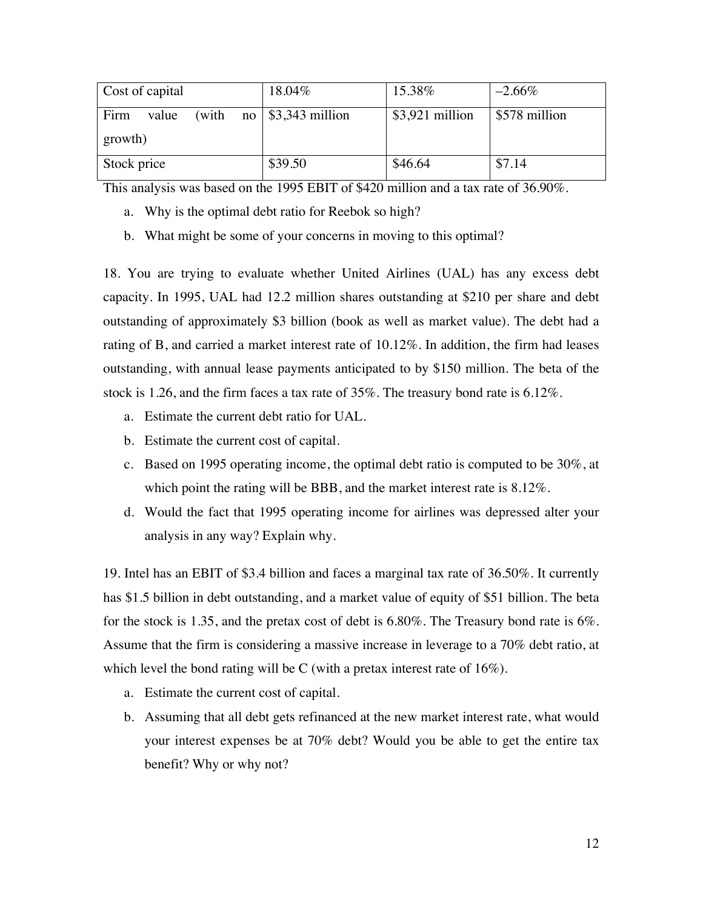| Cost of capital | 18.04% | 15.38% | –2.66% |
|---|---|---|---|
| Firm value (with no growth) | $3,343 million | $3,921 million | $578 million |
| Stock price | $39.50 | $46.64 | $7.14 |

This analysis was based on the 1995 EBIT of $420 million and a tax rate of 36.90%.

a. Why is the optimal debt ratio for Reebok so high?

b. What might be some of your concerns in moving to this optimal?

18. You are trying to evaluate whether United Airlines (UAL) has any excess debt capacity. In 1995, UAL had 12.2 million shares outstanding at $210 per share and debt outstanding of approximately $3 billion (book as well as market value). The debt had a rating of B, and carried a market interest rate of 10.12%. In addition, the firm had leases outstanding, with annual lease payments anticipated to by $150 million. The beta of the stock is 1.26, and the firm faces a tax rate of 35%. The treasury bond rate is 6.12%.

a. Estimate the current debt ratio for UAL.

b. Estimate the current cost of capital.

c. Based on 1995 operating income, the optimal debt ratio is computed to be 30%, at which point the rating will be BBB, and the market interest rate is 8.12%.

d. Would the fact that 1995 operating income for airlines was depressed alter your analysis in any way? Explain why.

19. Intel has an EBIT of $3.4 billion and faces a marginal tax rate of 36.50%. It currently has $1.5 billion in debt outstanding, and a market value of equity of $51 billion. The beta for the stock is 1.35, and the pretax cost of debt is 6.80%. The Treasury bond rate is 6%. Assume that the firm is considering a massive increase in leverage to a 70% debt ratio, at which level the bond rating will be C (with a pretax interest rate of 16%).

a. Estimate the current cost of capital.

b. Assuming that all debt gets refinanced at the new market interest rate, what would your interest expenses be at 70% debt? Would you be able to get the entire tax benefit? Why or why not?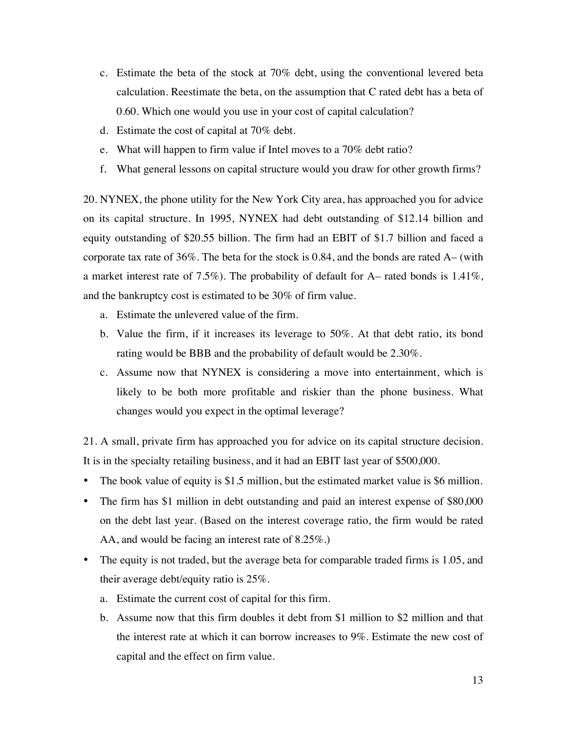c. Estimate the beta of the stock at 70% debt, using the conventional levered beta calculation. Reestimate the beta, on the assumption that C rated debt has a beta of 0.60. Which one would you use in your cost of capital calculation?

d. Estimate the cost of capital at 70% debt.

e. What will happen to firm value if Intel moves to a 70% debt ratio?

f. What general lessons on capital structure would you draw for other growth firms?

20. NYNEX, the phone utility for the New York City area, has approached you for advice on its capital structure. In 1995, NYNEX had debt outstanding of $12.14 billion and equity outstanding of $20.55 billion. The firm had an EBIT of $1.7 billion and faced a corporate tax rate of 36%. The beta for the stock is 0.84, and the bonds are rated A– (with a market interest rate of 7.5%). The probability of default for A– rated bonds is 1.41%, and the bankruptcy cost is estimated to be 30% of firm value.

a. Estimate the unlevered value of the firm.

b. Value the firm, if it increases its leverage to 50%. At that debt ratio, its bond rating would be BBB and the probability of default would be 2.30%.

c. Assume now that NYNEX is considering a move into entertainment, which is likely to be both more profitable and riskier than the phone business. What changes would you expect in the optimal leverage?

21. A small, private firm has approached you for advice on its capital structure decision. It is in the specialty retailing business, and it had an EBIT last year of $500,000.

- The book value of equity is $1.5 million, but the estimated market value is $6 million.
- The firm has $1 million in debt outstanding and paid an interest expense of $80,000 on the debt last year. (Based on the interest coverage ratio, the firm would be rated AA, and would be facing an interest rate of 8.25%.)
- The equity is not traded, but the average beta for comparable traded firms is 1.05, and their average debt/equity ratio is 25%.

a. Estimate the current cost of capital for this firm.

b. Assume now that this firm doubles it debt from $1 million to $2 million and that the interest rate at which it can borrow increases to 9%. Estimate the new cost of capital and the effect on firm value.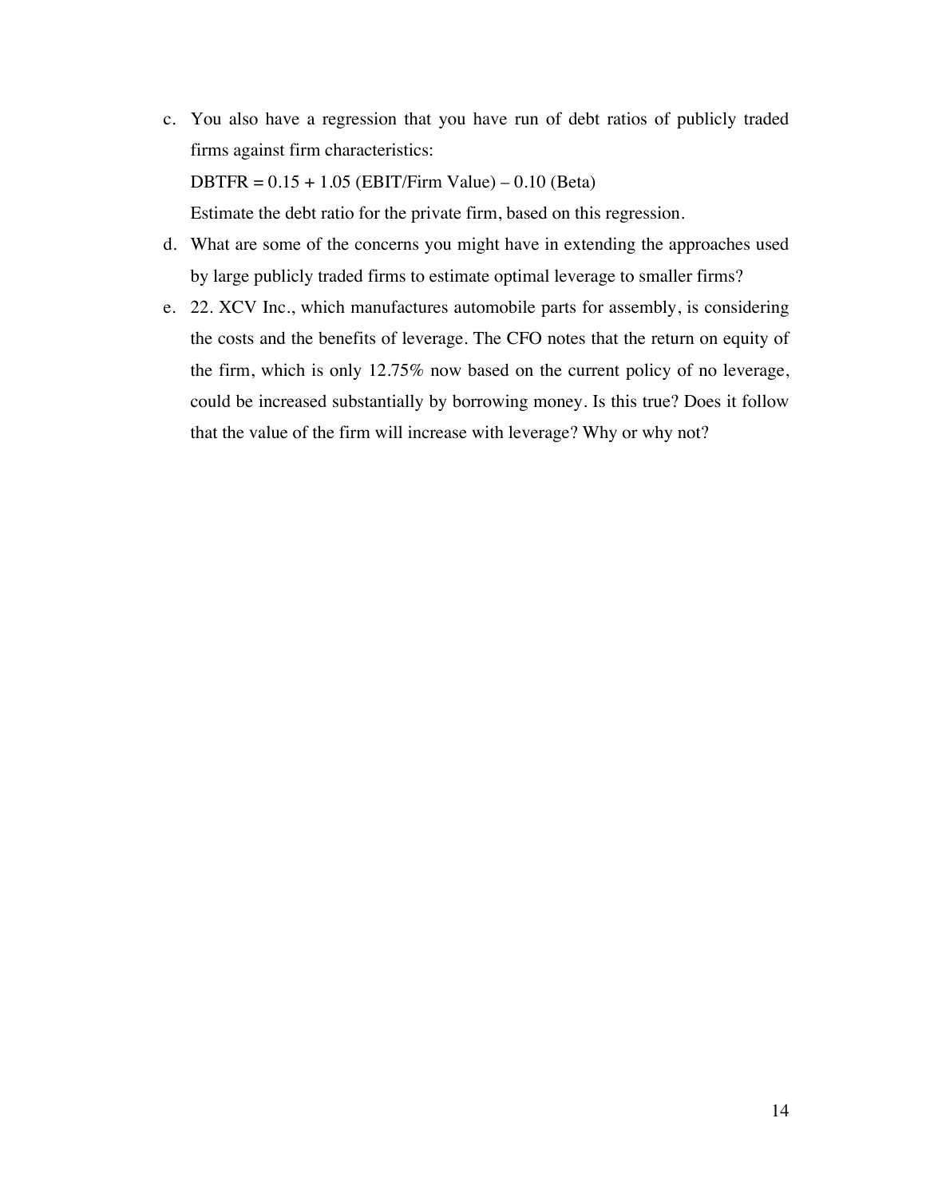c. You also have a regression that you have run of debt ratios of publicly traded firms against firm characteristics:

   DBTFR = 0.15 + 1.05 (EBIT/Firm Value) – 0.10 (Beta)

   Estimate the debt ratio for the private firm, based on this regression.

d. What are some of the concerns you might have in extending the approaches used by large publicly traded firms to estimate optimal leverage to smaller firms?

e. 22. XCV Inc., which manufactures automobile parts for assembly, is considering the costs and the benefits of leverage. The CFO notes that the return on equity of the firm, which is only 12.75% now based on the current policy of no leverage, could be increased substantially by borrowing money. Is this true? Does it follow that the value of the firm will increase with leverage? Why or why not?